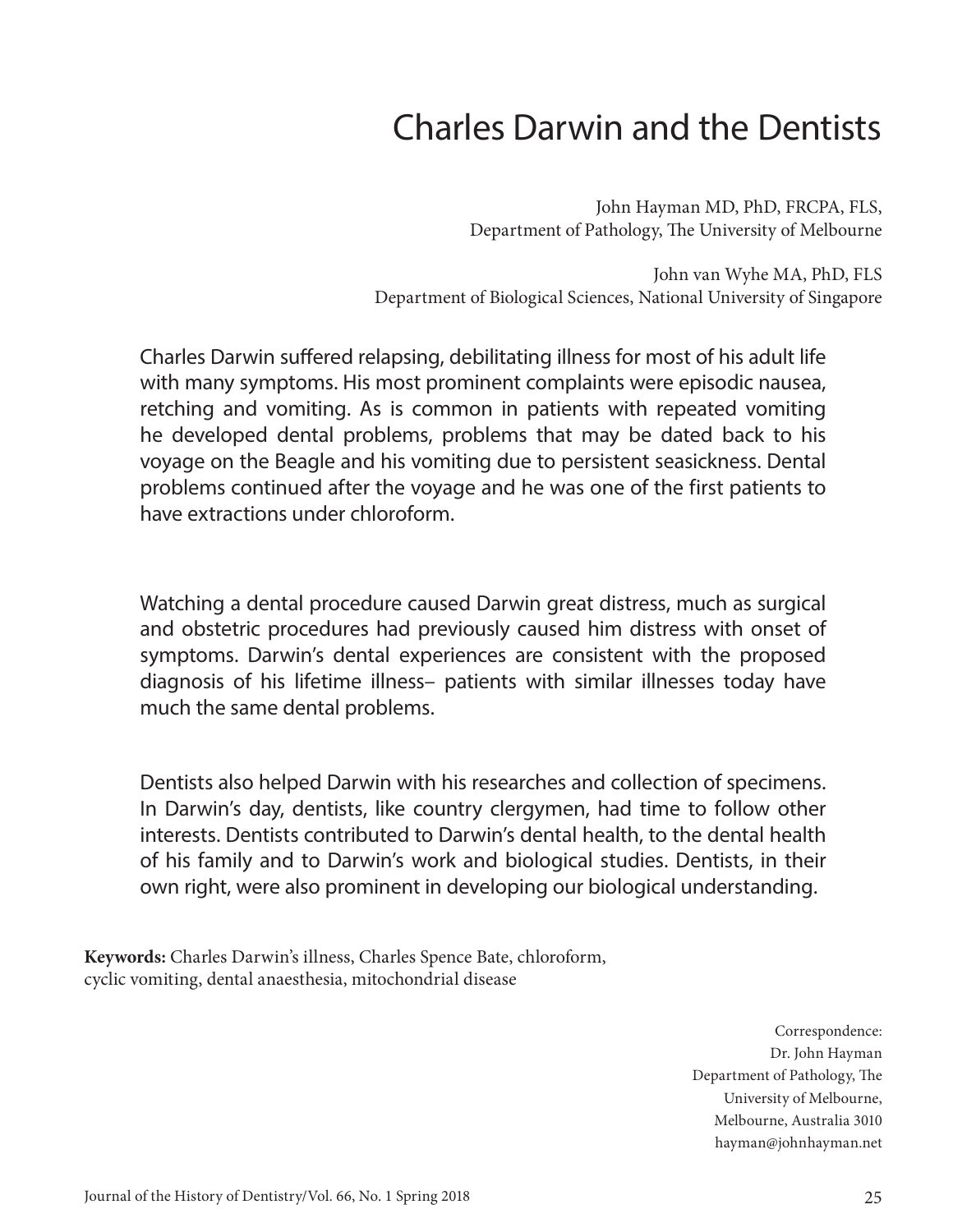# Charles Darwin and the Dentists

John Hayman MD, PhD, FRCPA, FLS,
Department of Pathology, The University of Melbourne

John van Wyhe MA, PhD, FLS
Department of Biological Sciences, National University of Singapore

Charles Darwin suffered relapsing, debilitating illness for most of his adult life with many symptoms. His most prominent complaints were episodic nausea, retching and vomiting. As is common in patients with repeated vomiting he developed dental problems, problems that may be dated back to his voyage on the Beagle and his vomiting due to persistent seasickness. Dental problems continued after the voyage and he was one of the first patients to have extractions under chloroform.

Watching a dental procedure caused Darwin great distress, much as surgical and obstetric procedures had previously caused him distress with onset of symptoms. Darwin's dental experiences are consistent with the proposed diagnosis of his lifetime illness– patients with similar illnesses today have much the same dental problems.

Dentists also helped Darwin with his researches and collection of specimens. In Darwin's day, dentists, like country clergymen, had time to follow other interests. Dentists contributed to Darwin's dental health, to the dental health of his family and to Darwin's work and biological studies. Dentists, in their own right, were also prominent in developing our biological understanding.

**Keywords:** Charles Darwin's illness, Charles Spence Bate, chloroform, cyclic vomiting, dental anaesthesia, mitochondrial disease

Correspondence:
Dr. John Hayman
Department of Pathology, The University of Melbourne,
Melbourne, Australia 3010
hayman@johnhayman.net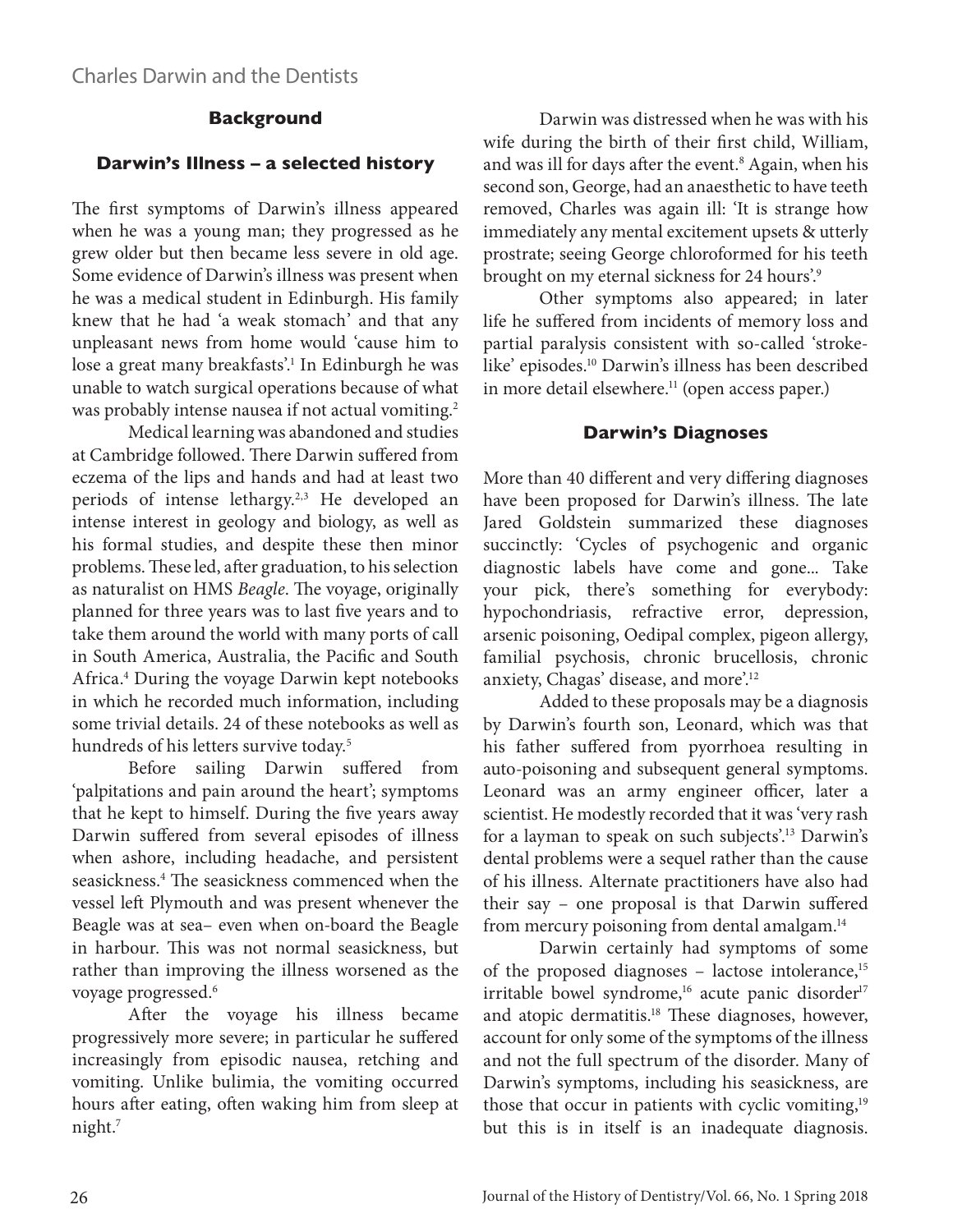## Background

### Darwin's Illness – a selected history

The first symptoms of Darwin's illness appeared when he was a young man; they progressed as he grew older but then became less severe in old age. Some evidence of Darwin's illness was present when he was a medical student in Edinburgh. His family knew that he had 'a weak stomach' and that any unpleasant news from home would 'cause him to lose a great many breakfasts'.[1] In Edinburgh he was unable to watch surgical operations because of what was probably intense nausea if not actual vomiting.[2]

Medical learning was abandoned and studies at Cambridge followed. There Darwin suffered from eczema of the lips and hands and had at least two periods of intense lethargy.[2,3] He developed an intense interest in geology and biology, as well as his formal studies, and despite these then minor problems. These led, after graduation, to his selection as naturalist on HMS *Beagle*. The voyage, originally planned for three years was to last five years and to take them around the world with many ports of call in South America, Australia, the Pacific and South Africa.[4] During the voyage Darwin kept notebooks in which he recorded much information, including some trivial details. 24 of these notebooks as well as hundreds of his letters survive today.[5]

Before sailing Darwin suffered from 'palpitations and pain around the heart'; symptoms that he kept to himself. During the five years away Darwin suffered from several episodes of illness when ashore, including headache, and persistent seasickness.[4] The seasickness commenced when the vessel left Plymouth and was present whenever the Beagle was at sea– even when on-board the Beagle in harbour. This was not normal seasickness, but rather than improving the illness worsened as the voyage progressed.[6]

After the voyage his illness became progressively more severe; in particular he suffered increasingly from episodic nausea, retching and vomiting. Unlike bulimia, the vomiting occurred hours after eating, often waking him from sleep at night.[7]

Darwin was distressed when he was with his wife during the birth of their first child, William, and was ill for days after the event.[8] Again, when his second son, George, had an anaesthetic to have teeth removed, Charles was again ill: 'It is strange how immediately any mental excitement upsets & utterly prostrate; seeing George chloroformed for his teeth brought on my eternal sickness for 24 hours'.[9]

Other symptoms also appeared; in later life he suffered from incidents of memory loss and partial paralysis consistent with so-called 'stroke-like' episodes.[10] Darwin's illness has been described in more detail elsewhere.[11] (open access paper.)

### Darwin's Diagnoses

More than 40 different and very differing diagnoses have been proposed for Darwin's illness. The late Jared Goldstein summarized these diagnoses succinctly: 'Cycles of psychogenic and organic diagnostic labels have come and gone... Take your pick, there's something for everybody: hypochondriasis, refractive error, depression, arsenic poisoning, Oedipal complex, pigeon allergy, familial psychosis, chronic brucellosis, chronic anxiety, Chagas' disease, and more'.[12]

Added to these proposals may be a diagnosis by Darwin's fourth son, Leonard, which was that his father suffered from pyorrhoea resulting in auto-poisoning and subsequent general symptoms. Leonard was an army engineer officer, later a scientist. He modestly recorded that it was 'very rash for a layman to speak on such subjects'.[13] Darwin's dental problems were a sequel rather than the cause of his illness. Alternate practitioners have also had their say – one proposal is that Darwin suffered from mercury poisoning from dental amalgam.[14]

Darwin certainly had symptoms of some of the proposed diagnoses – lactose intolerance,[15] irritable bowel syndrome,[16] acute panic disorder[17] and atopic dermatitis.[18] These diagnoses, however, account for only some of the symptoms of the illness and not the full spectrum of the disorder. Many of Darwin's symptoms, including his seasickness, are those that occur in patients with cyclic vomiting,[19] but this is in itself is an inadequate diagnosis.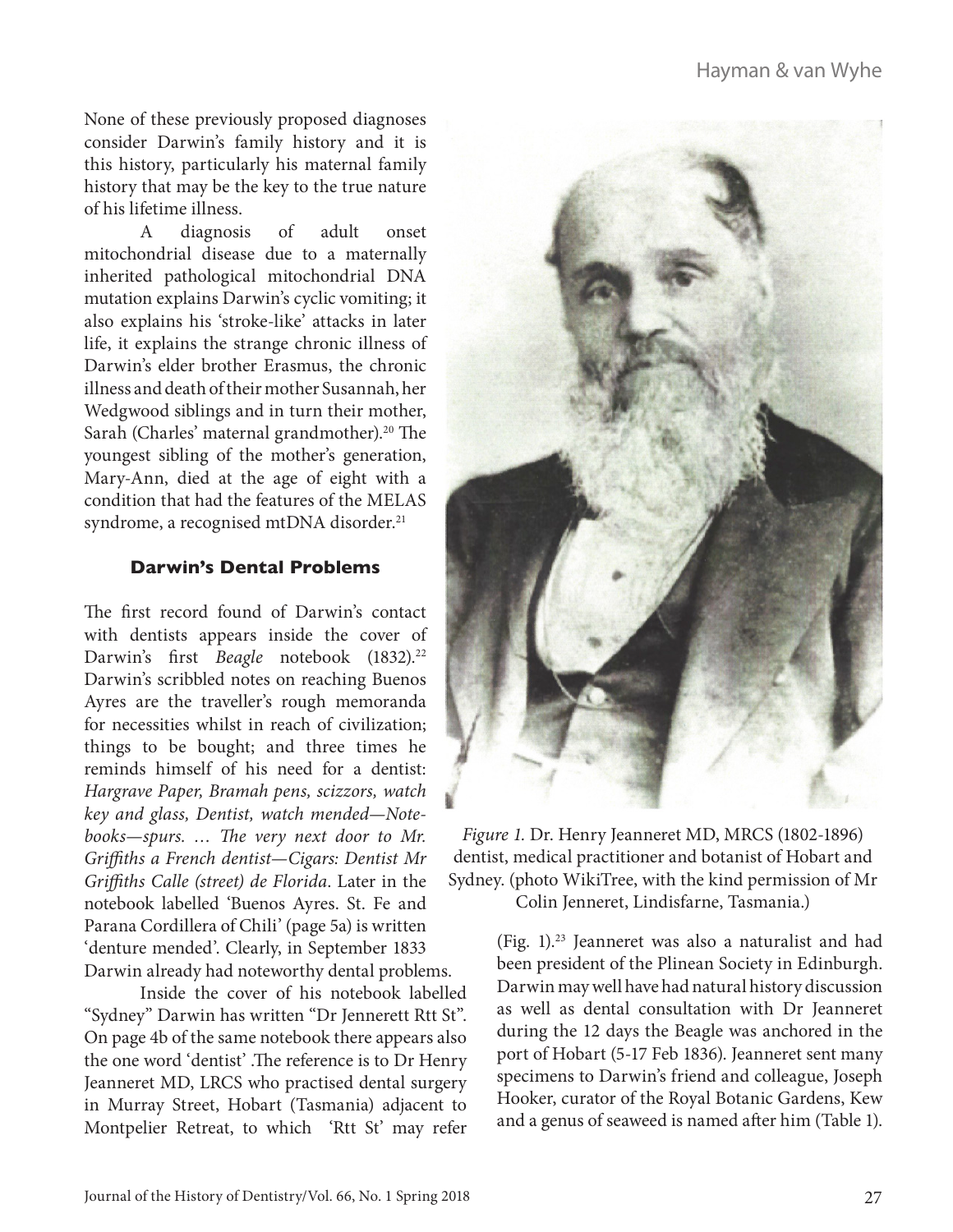None of these previously proposed diagnoses consider Darwin's family history and it is this history, particularly his maternal family history that may be the key to the true nature of his lifetime illness.

A diagnosis of adult onset mitochondrial disease due to a maternally inherited pathological mitochondrial DNA mutation explains Darwin's cyclic vomiting; it also explains his 'stroke-like' attacks in later life, it explains the strange chronic illness of Darwin's elder brother Erasmus, the chronic illness and death of their mother Susannah, her Wedgwood siblings and in turn their mother, Sarah (Charles' maternal grandmother).[20] The youngest sibling of the mother's generation, Mary-Ann, died at the age of eight with a condition that had the features of the MELAS syndrome, a recognised mtDNA disorder.[21]

### Darwin's Dental Problems

The first record found of Darwin's contact with dentists appears inside the cover of Darwin's first *Beagle* notebook (1832).[22] Darwin's scribbled notes on reaching Buenos Ayres are the traveller's rough memoranda for necessities whilst in reach of civilization; things to be bought; and three times he reminds himself of his need for a dentist: *Hargrave Paper, Bramah pens, scizzors, watch key and glass, Dentist, watch mended—Note-books—spurs. … The very next door to Mr. Griffiths a French dentist—Cigars: Dentist Mr Griffiths Calle (street) de Florida*. Later in the notebook labelled 'Buenos Ayres. St. Fe and Parana Cordillera of Chili' (page 5a) is written 'denture mended'. Clearly, in September 1833 Darwin already had noteworthy dental problems.

Inside the cover of his notebook labelled "Sydney" Darwin has written "Dr Jennerett Rtt St". On page 4b of the same notebook there appears also the one word 'dentist' .The reference is to Dr Henry Jeanneret MD, LRCS who practised dental surgery in Murray Street, Hobart (Tasmania) adjacent to Montpelier Retreat, to which 'Rtt St' may refer (Fig. 1).[23] Jeanneret was also a naturalist and had been president of the Plinean Society in Edinburgh. Darwin may well have had natural history discussion as well as dental consultation with Dr Jeanneret during the 12 days the Beagle was anchored in the port of Hobart (5-17 Feb 1836). Jeanneret sent many specimens to Darwin's friend and colleague, Joseph Hooker, curator of the Royal Botanic Gardens, Kew and a genus of seaweed is named after him (Table 1).

*Figure 1.* Dr. Henry Jeanneret MD, MRCS (1802-1896) dentist, medical practitioner and botanist of Hobart and Sydney. (photo WikiTree, with the kind permission of Mr Colin Jenneret, Lindisfarne, Tasmania.)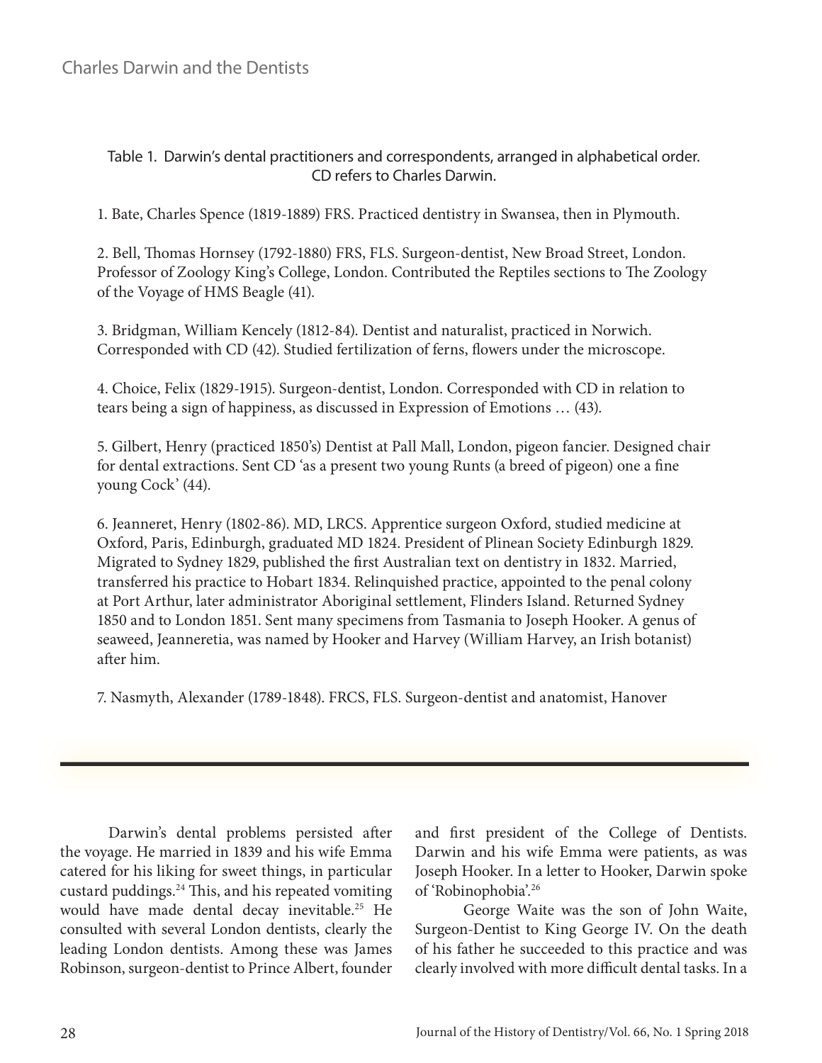Table 1. Darwin's dental practitioners and correspondents, arranged in alphabetical order. CD refers to Charles Darwin.

1. Bate, Charles Spence (1819-1889) FRS. Practiced dentistry in Swansea, then in Plymouth.

2. Bell, Thomas Hornsey (1792-1880) FRS, FLS. Surgeon-dentist, New Broad Street, London. Professor of Zoology King's College, London. Contributed the Reptiles sections to The Zoology of the Voyage of HMS Beagle (41).

3. Bridgman, William Kencely (1812-84). Dentist and naturalist, practiced in Norwich. Corresponded with CD (42). Studied fertilization of ferns, flowers under the microscope.

4. Choice, Felix (1829-1915). Surgeon-dentist, London. Corresponded with CD in relation to tears being a sign of happiness, as discussed in Expression of Emotions … (43).

5. Gilbert, Henry (practiced 1850's) Dentist at Pall Mall, London, pigeon fancier. Designed chair for dental extractions. Sent CD 'as a present two young Runts (a breed of pigeon) one a fine young Cock' (44).

6. Jeanneret, Henry (1802-86). MD, LRCS. Apprentice surgeon Oxford, studied medicine at Oxford, Paris, Edinburgh, graduated MD 1824. President of Plinean Society Edinburgh 1829. Migrated to Sydney 1829, published the first Australian text on dentistry in 1832. Married, transferred his practice to Hobart 1834. Relinquished practice, appointed to the penal colony at Port Arthur, later administrator Aboriginal settlement, Flinders Island. Returned Sydney 1850 and to London 1851. Sent many specimens from Tasmania to Joseph Hooker. A genus of seaweed, Jeanneretia, was named by Hooker and Harvey (William Harvey, an Irish botanist) after him.

7. Nasmyth, Alexander (1789-1848). FRCS, FLS. Surgeon-dentist and anatomist, Hanover

---

Darwin's dental problems persisted after the voyage. He married in 1839 and his wife Emma catered for his liking for sweet things, in particular custard puddings.[24] This, and his repeated vomiting would have made dental decay inevitable.[25] He consulted with several London dentists, clearly the leading London dentists. Among these was James Robinson, surgeon-dentist to Prince Albert, founder and first president of the College of Dentists. Darwin and his wife Emma were patients, as was Joseph Hooker. In a letter to Hooker, Darwin spoke of 'Robinophobia'.[26]

George Waite was the son of John Waite, Surgeon-Dentist to King George IV. On the death of his father he succeeded to this practice and was clearly involved with more difficult dental tasks. In a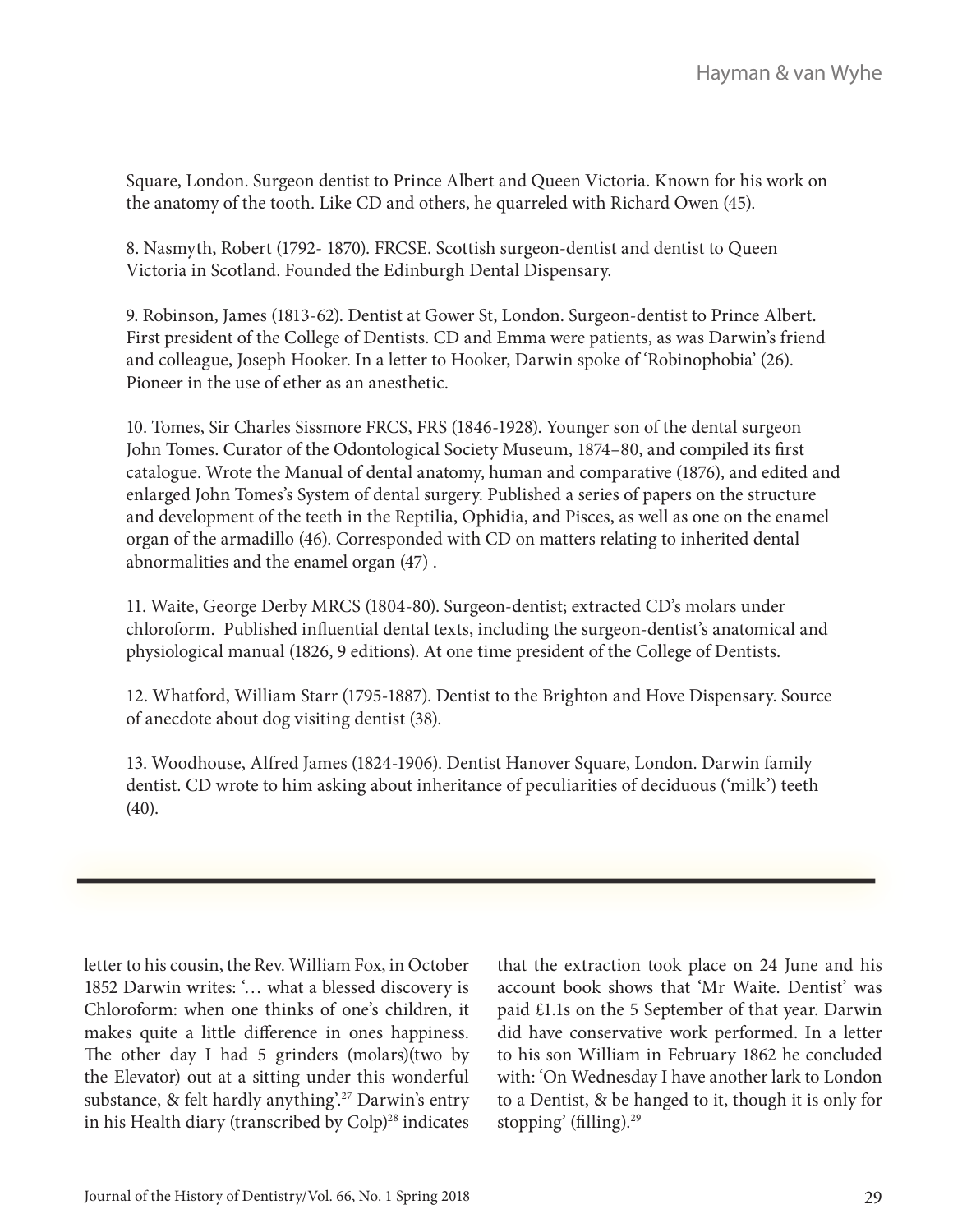Square, London. Surgeon dentist to Prince Albert and Queen Victoria. Known for his work on the anatomy of the tooth. Like CD and others, he quarreled with Richard Owen (45).

8. Nasmyth, Robert (1792- 1870). FRCSE. Scottish surgeon-dentist and dentist to Queen Victoria in Scotland. Founded the Edinburgh Dental Dispensary.

9. Robinson, James (1813-62). Dentist at Gower St, London. Surgeon-dentist to Prince Albert. First president of the College of Dentists. CD and Emma were patients, as was Darwin's friend and colleague, Joseph Hooker. In a letter to Hooker, Darwin spoke of 'Robinophobia' (26). Pioneer in the use of ether as an anesthetic.

10. Tomes, Sir Charles Sissmore FRCS, FRS (1846-1928). Younger son of the dental surgeon John Tomes. Curator of the Odontological Society Museum, 1874–80, and compiled its first catalogue. Wrote the Manual of dental anatomy, human and comparative (1876), and edited and enlarged John Tomes's System of dental surgery. Published a series of papers on the structure and development of the teeth in the Reptilia, Ophidia, and Pisces, as well as one on the enamel organ of the armadillo (46). Corresponded with CD on matters relating to inherited dental abnormalities and the enamel organ (47) .

11. Waite, George Derby MRCS (1804-80). Surgeon-dentist; extracted CD's molars under chloroform. Published influential dental texts, including the surgeon-dentist's anatomical and physiological manual (1826, 9 editions). At one time president of the College of Dentists.

12. Whatford, William Starr (1795-1887). Dentist to the Brighton and Hove Dispensary. Source of anecdote about dog visiting dentist (38).

13. Woodhouse, Alfred James (1824-1906). Dentist Hanover Square, London. Darwin family dentist. CD wrote to him asking about inheritance of peculiarities of deciduous ('milk') teeth (40).

---

letter to his cousin, the Rev. William Fox, in October 1852 Darwin writes: '… what a blessed discovery is Chloroform: when one thinks of one's children, it makes quite a little difference in ones happiness. The other day I had 5 grinders (molars)(two by the Elevator) out at a sitting under this wonderful substance, & felt hardly anything'.[27] Darwin's entry in his Health diary (transcribed by Colp)[28] indicates that the extraction took place on 24 June and his account book shows that 'Mr Waite. Dentist' was paid £1.1s on the 5 September of that year. Darwin did have conservative work performed. In a letter to his son William in February 1862 he concluded with: 'On Wednesday I have another lark to London to a Dentist, & be hanged to it, though it is only for stopping' (filling).[29]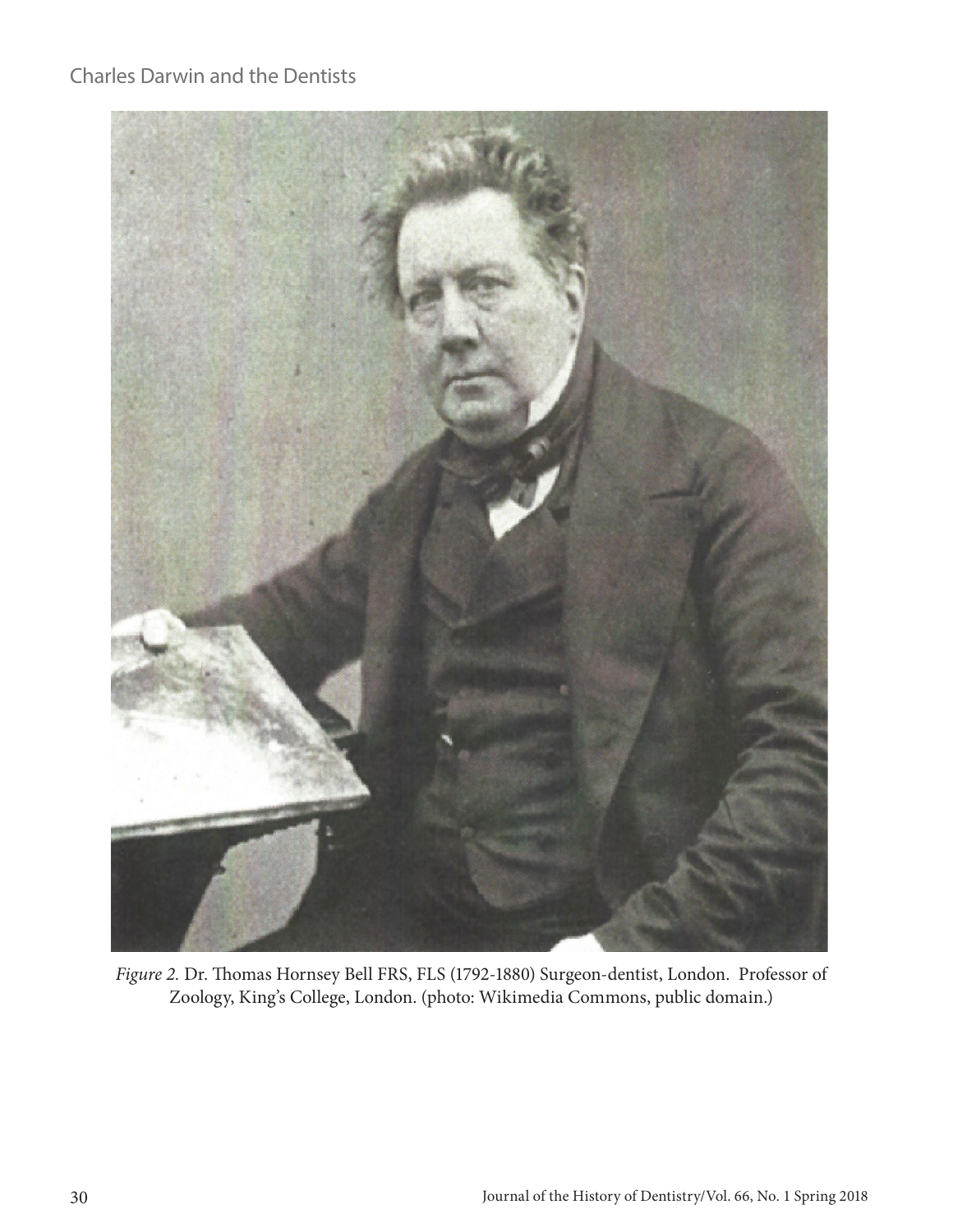*Figure 2.* Dr. Thomas Hornsey Bell FRS, FLS (1792-1880) Surgeon-dentist, London. Professor of Zoology, King's College, London. (photo: Wikimedia Commons, public domain.)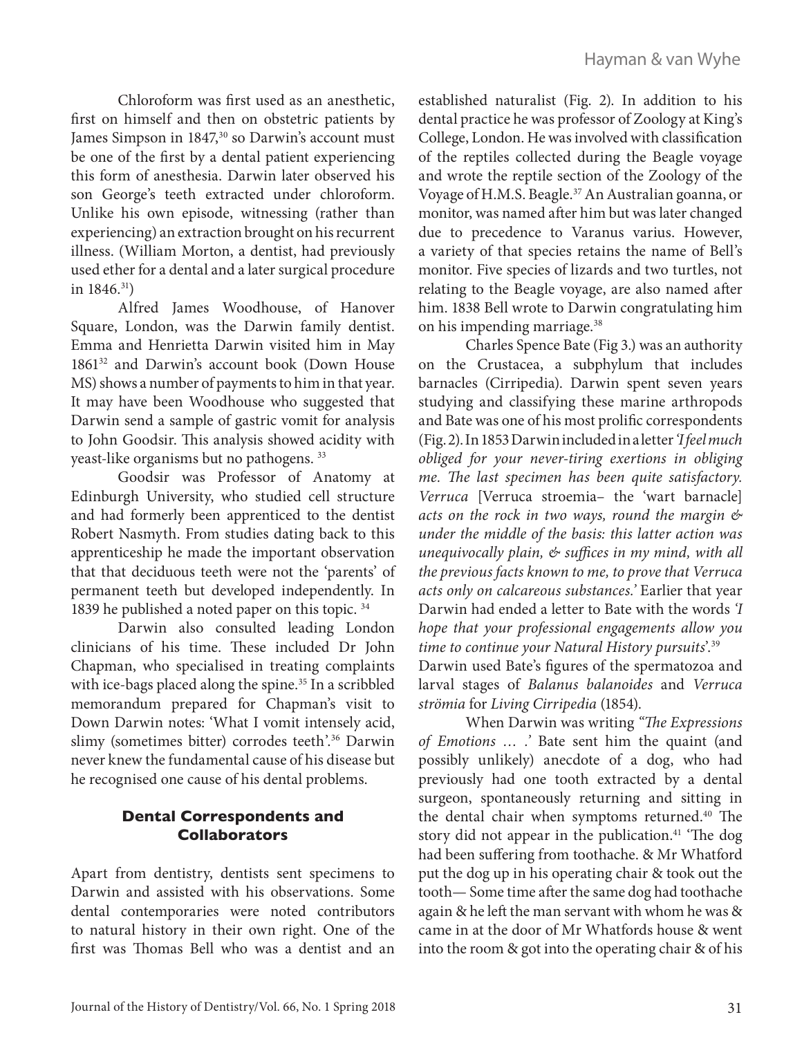Chloroform was first used as an anesthetic, first on himself and then on obstetric patients by James Simpson in 1847,[30] so Darwin's account must be one of the first by a dental patient experiencing this form of anesthesia. Darwin later observed his son George's teeth extracted under chloroform. Unlike his own episode, witnessing (rather than experiencing) an extraction brought on his recurrent illness. (William Morton, a dentist, had previously used ether for a dental and a later surgical procedure in 1846.[31])

Alfred James Woodhouse, of Hanover Square, London, was the Darwin family dentist. Emma and Henrietta Darwin visited him in May 1861[32] and Darwin's account book (Down House MS) shows a number of payments to him in that year. It may have been Woodhouse who suggested that Darwin send a sample of gastric vomit for analysis to John Goodsir. This analysis showed acidity with yeast-like organisms but no pathogens. [33]

Goodsir was Professor of Anatomy at Edinburgh University, who studied cell structure and had formerly been apprenticed to the dentist Robert Nasmyth. From studies dating back to this apprenticeship he made the important observation that that deciduous teeth were not the 'parents' of permanent teeth but developed independently. In 1839 he published a noted paper on this topic. [34]

Darwin also consulted leading London clinicians of his time. These included Dr John Chapman, who specialised in treating complaints with ice-bags placed along the spine.[35] In a scribbled memorandum prepared for Chapman's visit to Down Darwin notes: 'What I vomit intensely acid, slimy (sometimes bitter) corrodes teeth'.[36] Darwin never knew the fundamental cause of his disease but he recognised one cause of his dental problems.

## Dental Correspondents and Collaborators

Apart from dentistry, dentists sent specimens to Darwin and assisted with his observations. Some dental contemporaries were noted contributors to natural history in their own right. One of the first was Thomas Bell who was a dentist and an established naturalist (Fig. 2). In addition to his dental practice he was professor of Zoology at King's College, London. He was involved with classification of the reptiles collected during the Beagle voyage and wrote the reptile section of the Zoology of the Voyage of H.M.S. Beagle.[37] An Australian goanna, or monitor, was named after him but was later changed due to precedence to Varanus varius. However, a variety of that species retains the name of Bell's monitor. Five species of lizards and two turtles, not relating to the Beagle voyage, are also named after him. 1838 Bell wrote to Darwin congratulating him on his impending marriage.[38]

Charles Spence Bate (Fig 3.) was an authority on the Crustacea, a subphylum that includes barnacles (Cirripedia). Darwin spent seven years studying and classifying these marine arthropods and Bate was one of his most prolific correspondents (Fig. 2). In 1853 Darwin included in a letter *'I feel much obliged for your never-tiring exertions in obliging me. The last specimen has been quite satisfactory. Verruca* [Verruca stroemia– the 'wart barnacle] *acts on the rock in two ways, round the margin & under the middle of the basis: this latter action was unequivocally plain, & suffices in my mind, with all the previous facts known to me, to prove that Verruca acts only on calcareous substances.'* Earlier that year Darwin had ended a letter to Bate with the words *'I hope that your professional engagements allow you time to continue your Natural History pursuits*'.[39]

Darwin used Bate's figures of the spermatozoa and larval stages of *Balanus balanoides* and *Verruca strömia* for *Living Cirripedia* (1854).

When Darwin was writing *"The Expressions of Emotions … .'* Bate sent him the quaint (and possibly unlikely) anecdote of a dog, who had previously had one tooth extracted by a dental surgeon, spontaneously returning and sitting in the dental chair when symptoms returned.[40] The story did not appear in the publication.[41] 'The dog had been suffering from toothache. & Mr Whatford put the dog up in his operating chair & took out the tooth— Some time after the same dog had toothache again & he left the man servant with whom he was & came in at the door of Mr Whatfords house & went into the room & got into the operating chair & of his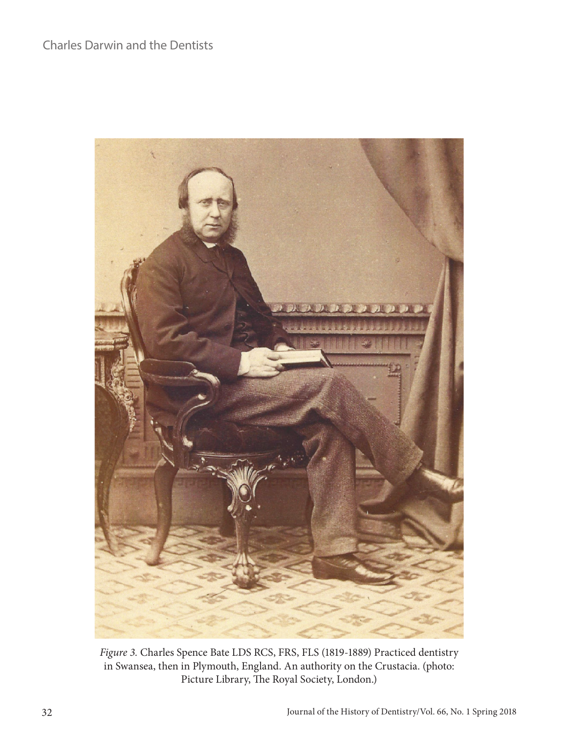*Figure 3.* Charles Spence Bate LDS RCS, FRS, FLS (1819-1889) Practiced dentistry in Swansea, then in Plymouth, England. An authority on the Crustacia. (photo: Picture Library, The Royal Society, London.)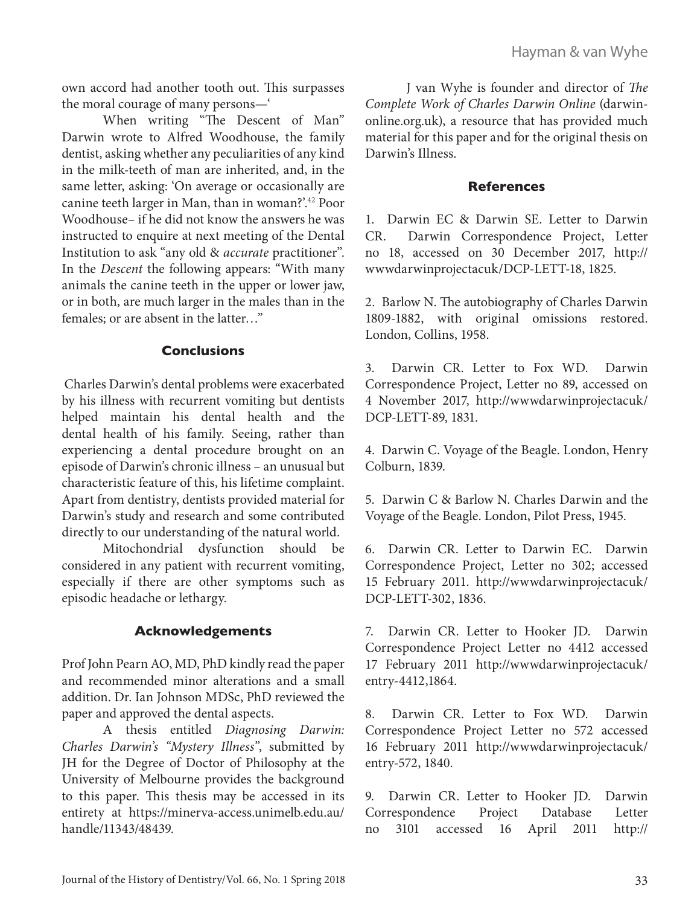own accord had another tooth out. This surpasses the moral courage of many persons—'

When writing "The Descent of Man" Darwin wrote to Alfred Woodhouse, the family dentist, asking whether any peculiarities of any kind in the milk-teeth of man are inherited, and, in the same letter, asking: 'On average or occasionally are canine teeth larger in Man, than in woman?'.[42] Poor Woodhouse– if he did not know the answers he was instructed to enquire at next meeting of the Dental Institution to ask "any old & *accurate* practitioner". In the *Descent* the following appears: "With many animals the canine teeth in the upper or lower jaw, or in both, are much larger in the males than in the females; or are absent in the latter…"

## Conclusions

Charles Darwin's dental problems were exacerbated by his illness with recurrent vomiting but dentists helped maintain his dental health and the dental health of his family. Seeing, rather than experiencing a dental procedure brought on an episode of Darwin's chronic illness – an unusual but characteristic feature of this, his lifetime complaint. Apart from dentistry, dentists provided material for Darwin's study and research and some contributed directly to our understanding of the natural world.

Mitochondrial dysfunction should be considered in any patient with recurrent vomiting, especially if there are other symptoms such as episodic headache or lethargy.

## Acknowledgements

Prof John Pearn AO, MD, PhD kindly read the paper and recommended minor alterations and a small addition. Dr. Ian Johnson MDSc, PhD reviewed the paper and approved the dental aspects.

A thesis entitled *Diagnosing Darwin: Charles Darwin's "Mystery Illness"*, submitted by JH for the Degree of Doctor of Philosophy at the University of Melbourne provides the background to this paper. This thesis may be accessed in its entirety at https://minerva-access.unimelb.edu.au/handle/11343/48439.

J van Wyhe is founder and director of *The Complete Work of Charles Darwin Online* (darwin-online.org.uk), a resource that has provided much material for this paper and for the original thesis on Darwin's Illness.

## References

1. Darwin EC & Darwin SE. Letter to Darwin CR. Darwin Correspondence Project, Letter no 18, accessed on 30 December 2017, http://wwwdarwinprojectacuk/DCP-LETT-18, 1825.

2. Barlow N. The autobiography of Charles Darwin 1809-1882, with original omissions restored. London, Collins, 1958.

3. Darwin CR. Letter to Fox WD. Darwin Correspondence Project, Letter no 89, accessed on 4 November 2017, http://wwwdarwinprojectacuk/DCP-LETT-89, 1831.

4. Darwin C. Voyage of the Beagle. London, Henry Colburn, 1839.

5. Darwin C & Barlow N. Charles Darwin and the Voyage of the Beagle. London, Pilot Press, 1945.

6. Darwin CR. Letter to Darwin EC. Darwin Correspondence Project, Letter no 302; accessed 15 February 2011. http://wwwdarwinprojectacuk/DCP-LETT-302, 1836.

7. Darwin CR. Letter to Hooker JD. Darwin Correspondence Project Letter no 4412 accessed 17 February 2011 http://wwwdarwinprojectacuk/entry-4412,1864.

8. Darwin CR. Letter to Fox WD. Darwin Correspondence Project Letter no 572 accessed 16 February 2011 http://wwwdarwinprojectacuk/entry-572, 1840.

9. Darwin CR. Letter to Hooker JD. Darwin Correspondence Project Database Letter no 3101 accessed 16 April 2011 http://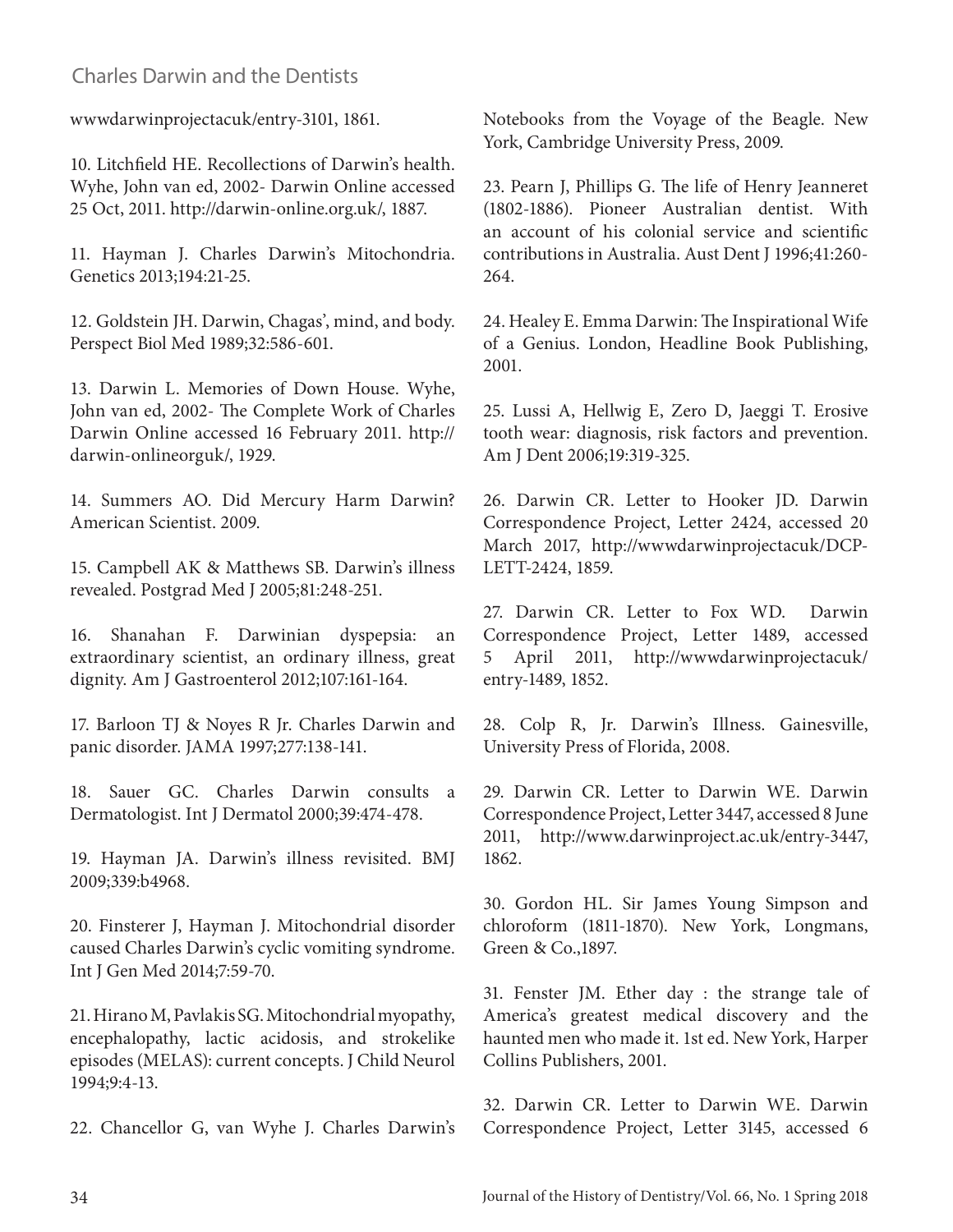wwwdarwinprojectacuk/entry-3101, 1861.

10. Litchfield HE. Recollections of Darwin's health. Wyhe, John van ed, 2002- Darwin Online accessed 25 Oct, 2011. http://darwin-online.org.uk/, 1887.

11. Hayman J. Charles Darwin's Mitochondria. Genetics 2013;194:21-25.

12. Goldstein JH. Darwin, Chagas', mind, and body. Perspect Biol Med 1989;32:586-601.

13. Darwin L. Memories of Down House. Wyhe, John van ed, 2002- The Complete Work of Charles Darwin Online accessed 16 February 2011. http://darwin-onlineorguk/, 1929.

14. Summers AO. Did Mercury Harm Darwin? American Scientist. 2009.

15. Campbell AK & Matthews SB. Darwin's illness revealed. Postgrad Med J 2005;81:248-251.

16. Shanahan F. Darwinian dyspepsia: an extraordinary scientist, an ordinary illness, great dignity. Am J Gastroenterol 2012;107:161-164.

17. Barloon TJ & Noyes R Jr. Charles Darwin and panic disorder. JAMA 1997;277:138-141.

18. Sauer GC. Charles Darwin consults a Dermatologist. Int J Dermatol 2000;39:474-478.

19. Hayman JA. Darwin's illness revisited. BMJ 2009;339:b4968.

20. Finsterer J, Hayman J. Mitochondrial disorder caused Charles Darwin's cyclic vomiting syndrome. Int J Gen Med 2014;7:59-70.

21. Hirano M, Pavlakis SG. Mitochondrial myopathy, encephalopathy, lactic acidosis, and strokelike episodes (MELAS): current concepts. J Child Neurol 1994;9:4-13.

22. Chancellor G, van Wyhe J. Charles Darwin's Notebooks from the Voyage of the Beagle. New York, Cambridge University Press, 2009.

23. Pearn J, Phillips G. The life of Henry Jeanneret (1802-1886). Pioneer Australian dentist. With an account of his colonial service and scientific contributions in Australia. Aust Dent J 1996;41:260-264.

24. Healey E. Emma Darwin: The Inspirational Wife of a Genius. London, Headline Book Publishing, 2001.

25. Lussi A, Hellwig E, Zero D, Jaeggi T. Erosive tooth wear: diagnosis, risk factors and prevention. Am J Dent 2006;19:319-325.

26. Darwin CR. Letter to Hooker JD. Darwin Correspondence Project, Letter 2424, accessed 20 March 2017, http://wwwdarwinprojectacuk/DCP-LETT-2424, 1859.

27. Darwin CR. Letter to Fox WD. Darwin Correspondence Project, Letter 1489, accessed 5 April 2011, http://wwwdarwinprojectacuk/entry-1489, 1852.

28. Colp R, Jr. Darwin's Illness. Gainesville, University Press of Florida, 2008.

29. Darwin CR. Letter to Darwin WE. Darwin Correspondence Project, Letter 3447, accessed 8 June 2011, http://www.darwinproject.ac.uk/entry-3447, 1862.

30. Gordon HL. Sir James Young Simpson and chloroform (1811-1870). New York, Longmans, Green & Co.,1897.

31. Fenster JM. Ether day : the strange tale of America's greatest medical discovery and the haunted men who made it. 1st ed. New York, Harper Collins Publishers, 2001.

32. Darwin CR. Letter to Darwin WE. Darwin Correspondence Project, Letter 3145, accessed 6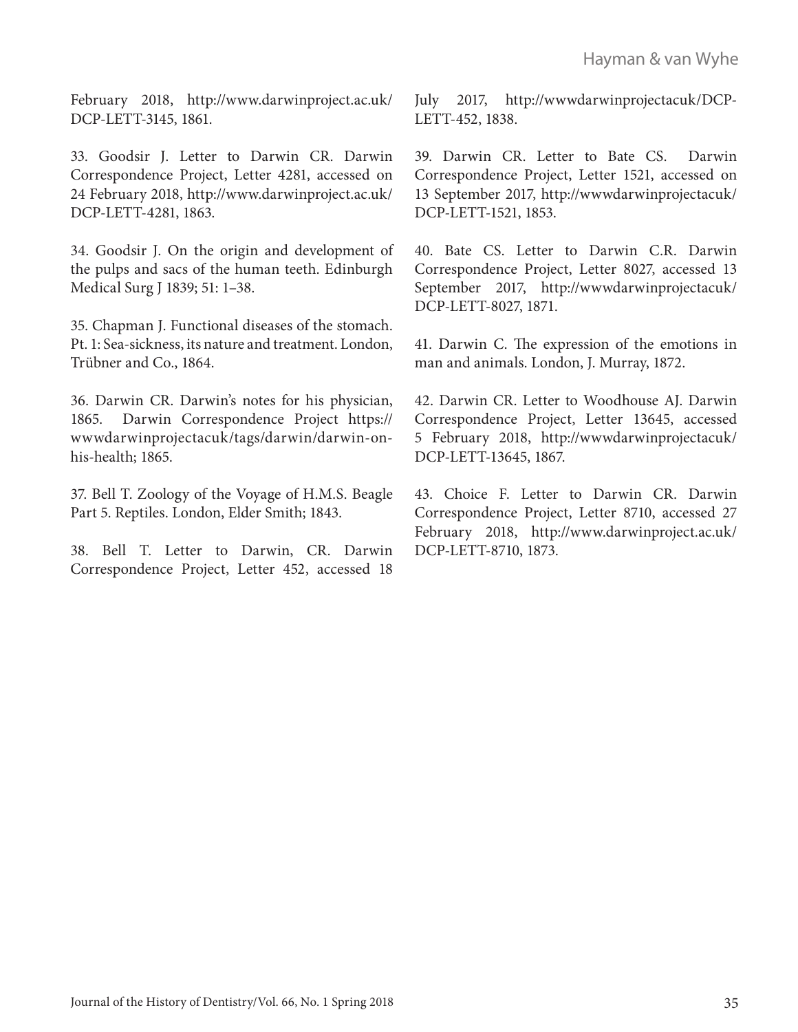February 2018, http://www.darwinproject.ac.uk/DCP-LETT-3145, 1861.

33. Goodsir J. Letter to Darwin CR. Darwin Correspondence Project, Letter 4281, accessed on 24 February 2018, http://www.darwinproject.ac.uk/DCP-LETT-4281, 1863.

34. Goodsir J. On the origin and development of the pulps and sacs of the human teeth. Edinburgh Medical Surg J 1839; 51: 1–38.

35. Chapman J. Functional diseases of the stomach. Pt. 1: Sea-sickness, its nature and treatment. London, Trübner and Co., 1864.

36. Darwin CR. Darwin's notes for his physician, 1865. Darwin Correspondence Project https://wwwdarwinprojectacuk/tags/darwin/darwin-on-his-health; 1865.

37. Bell T. Zoology of the Voyage of H.M.S. Beagle Part 5. Reptiles. London, Elder Smith; 1843.

38. Bell T. Letter to Darwin, CR. Darwin Correspondence Project, Letter 452, accessed 18 July 2017, http://wwwdarwinprojectacuk/DCP-LETT-452, 1838.

39. Darwin CR. Letter to Bate CS. Darwin Correspondence Project, Letter 1521, accessed on 13 September 2017, http://wwwdarwinprojectacuk/DCP-LETT-1521, 1853.

40. Bate CS. Letter to Darwin C.R. Darwin Correspondence Project, Letter 8027, accessed 13 September 2017, http://wwwdarwinprojectacuk/DCP-LETT-8027, 1871.

41. Darwin C. The expression of the emotions in man and animals. London, J. Murray, 1872.

42. Darwin CR. Letter to Woodhouse AJ. Darwin Correspondence Project, Letter 13645, accessed 5 February 2018, http://wwwdarwinprojectacuk/DCP-LETT-13645, 1867.

43. Choice F. Letter to Darwin CR. Darwin Correspondence Project, Letter 8710, accessed 27 February 2018, http://www.darwinproject.ac.uk/DCP-LETT-8710, 1873.